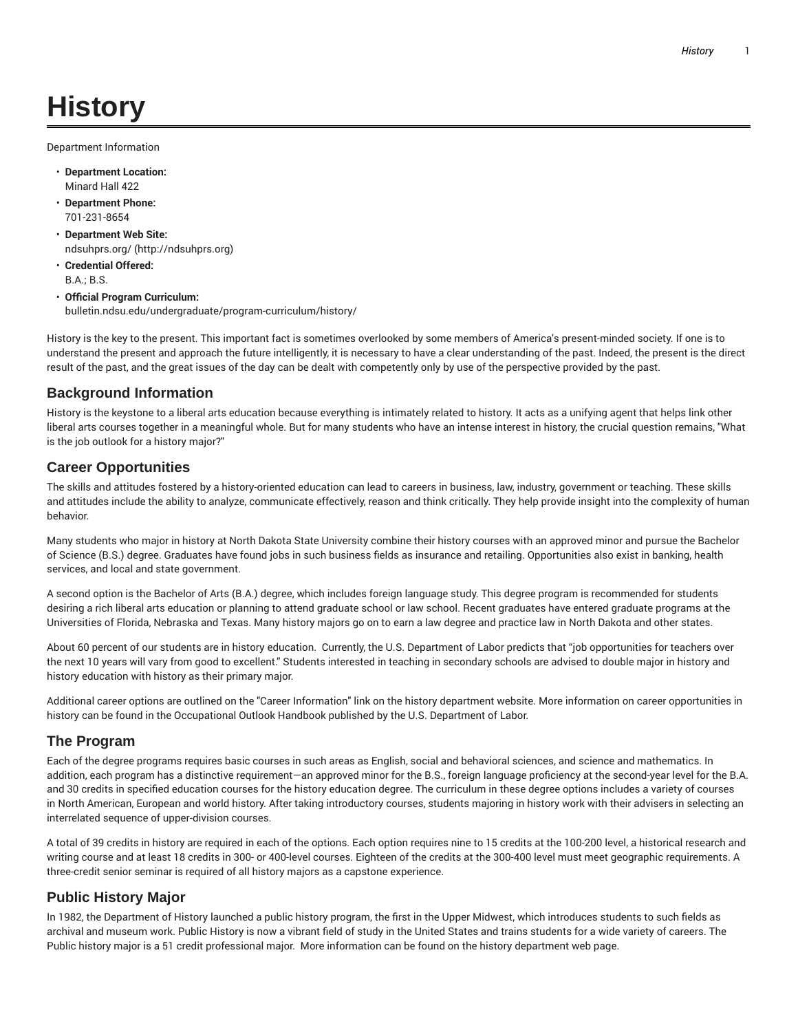# History

Department Information

- **Department Location:**
  Minard Hall 422
- **Department Phone:**
  701-231-8654
- **Department Web Site:**
  ndsuhprs.org/ (http://ndsuhprs.org)
- **Credential Offered:**
  B.A.; B.S.
- **Official Program Curriculum:**
  bulletin.ndsu.edu/undergraduate/program-curriculum/history/

History is the key to the present. This important fact is sometimes overlooked by some members of America's present-minded society. If one is to understand the present and approach the future intelligently, it is necessary to have a clear understanding of the past. Indeed, the present is the direct result of the past, and the great issues of the day can be dealt with competently only by use of the perspective provided by the past.

## Background Information

History is the keystone to a liberal arts education because everything is intimately related to history. It acts as a unifying agent that helps link other liberal arts courses together in a meaningful whole. But for many students who have an intense interest in history, the crucial question remains, "What is the job outlook for a history major?"

## Career Opportunities

The skills and attitudes fostered by a history-oriented education can lead to careers in business, law, industry, government or teaching. These skills and attitudes include the ability to analyze, communicate effectively, reason and think critically. They help provide insight into the complexity of human behavior.

Many students who major in history at North Dakota State University combine their history courses with an approved minor and pursue the Bachelor of Science (B.S.) degree. Graduates have found jobs in such business fields as insurance and retailing. Opportunities also exist in banking, health services, and local and state government.

A second option is the Bachelor of Arts (B.A.) degree, which includes foreign language study. This degree program is recommended for students desiring a rich liberal arts education or planning to attend graduate school or law school. Recent graduates have entered graduate programs at the Universities of Florida, Nebraska and Texas. Many history majors go on to earn a law degree and practice law in North Dakota and other states.

About 60 percent of our students are in history education. Currently, the U.S. Department of Labor predicts that "job opportunities for teachers over the next 10 years will vary from good to excellent." Students interested in teaching in secondary schools are advised to double major in history and history education with history as their primary major.

Additional career options are outlined on the "Career Information" link on the history department website. More information on career opportunities in history can be found in the Occupational Outlook Handbook published by the U.S. Department of Labor.

## The Program

Each of the degree programs requires basic courses in such areas as English, social and behavioral sciences, and science and mathematics. In addition, each program has a distinctive requirement—an approved minor for the B.S., foreign language proficiency at the second-year level for the B.A. and 30 credits in specified education courses for the history education degree. The curriculum in these degree options includes a variety of courses in North American, European and world history. After taking introductory courses, students majoring in history work with their advisers in selecting an interrelated sequence of upper-division courses.

A total of 39 credits in history are required in each of the options. Each option requires nine to 15 credits at the 100-200 level, a historical research and writing course and at least 18 credits in 300- or 400-level courses. Eighteen of the credits at the 300-400 level must meet geographic requirements. A three-credit senior seminar is required of all history majors as a capstone experience.

## Public History Major

In 1982, the Department of History launched a public history program, the first in the Upper Midwest, which introduces students to such fields as archival and museum work. Public History is now a vibrant field of study in the United States and trains students for a wide variety of careers. The Public history major is a 51 credit professional major. More information can be found on the history department web page.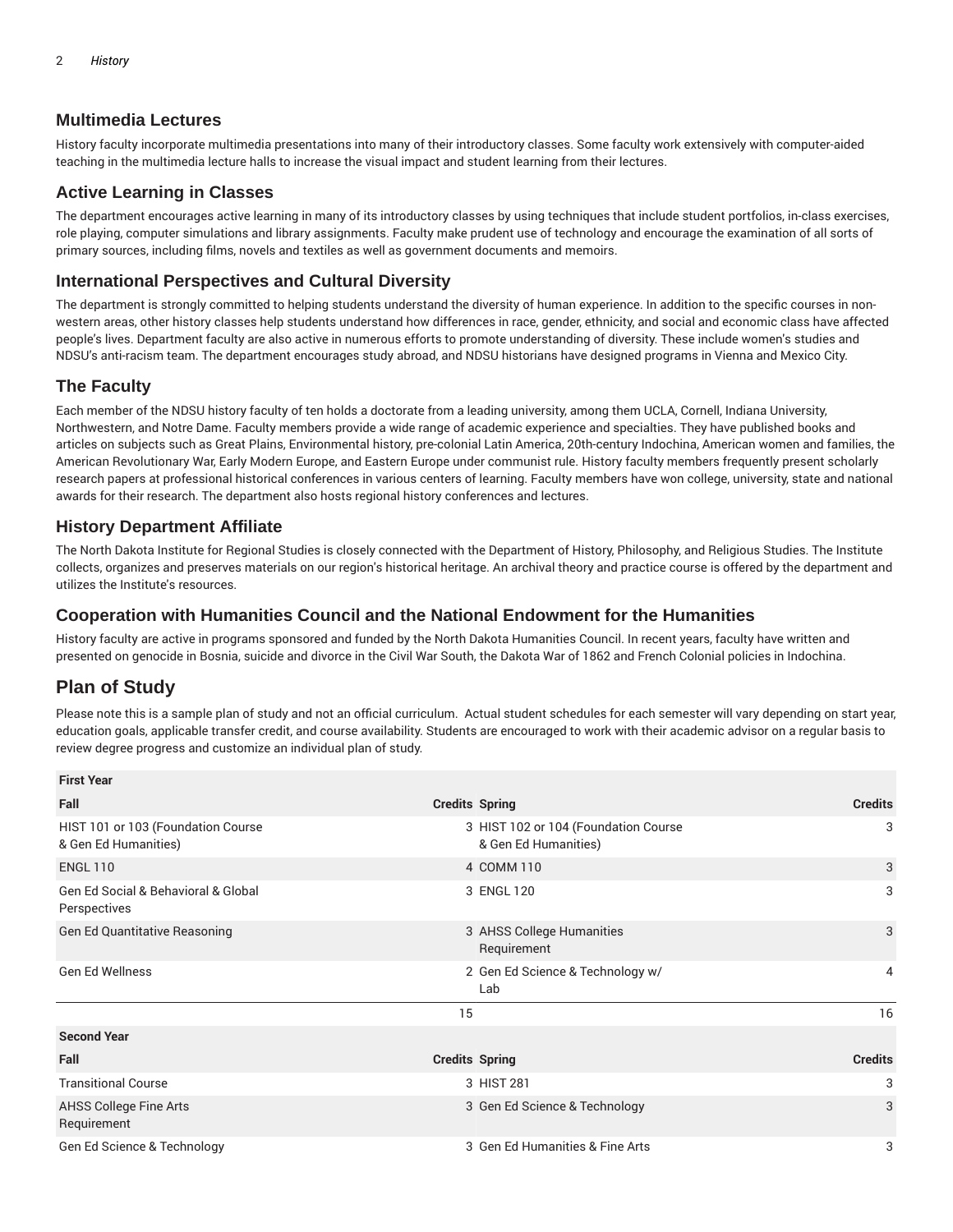## Multimedia Lectures

History faculty incorporate multimedia presentations into many of their introductory classes. Some faculty work extensively with computer-aided teaching in the multimedia lecture halls to increase the visual impact and student learning from their lectures.

## Active Learning in Classes

The department encourages active learning in many of its introductory classes by using techniques that include student portfolios, in-class exercises, role playing, computer simulations and library assignments. Faculty make prudent use of technology and encourage the examination of all sorts of primary sources, including films, novels and textiles as well as government documents and memoirs.

## International Perspectives and Cultural Diversity

The department is strongly committed to helping students understand the diversity of human experience. In addition to the specific courses in non-western areas, other history classes help students understand how differences in race, gender, ethnicity, and social and economic class have affected people's lives. Department faculty are also active in numerous efforts to promote understanding of diversity. These include women's studies and NDSU's anti-racism team. The department encourages study abroad, and NDSU historians have designed programs in Vienna and Mexico City.

## The Faculty

Each member of the NDSU history faculty of ten holds a doctorate from a leading university, among them UCLA, Cornell, Indiana University, Northwestern, and Notre Dame. Faculty members provide a wide range of academic experience and specialties. They have published books and articles on subjects such as Great Plains, Environmental history, pre-colonial Latin America, 20th-century Indochina, American women and families, the American Revolutionary War, Early Modern Europe, and Eastern Europe under communist rule. History faculty members frequently present scholarly research papers at professional historical conferences in various centers of learning. Faculty members have won college, university, state and national awards for their research. The department also hosts regional history conferences and lectures.

## History Department Affiliate

The North Dakota Institute for Regional Studies is closely connected with the Department of History, Philosophy, and Religious Studies. The Institute collects, organizes and preserves materials on our region's historical heritage. An archival theory and practice course is offered by the department and utilizes the Institute's resources.

## Cooperation with Humanities Council and the National Endowment for the Humanities

History faculty are active in programs sponsored and funded by the North Dakota Humanities Council. In recent years, faculty have written and presented on genocide in Bosnia, suicide and divorce in the Civil War South, the Dakota War of 1862 and French Colonial policies in Indochina.

# Plan of Study

Please note this is a sample plan of study and not an official curriculum. Actual student schedules for each semester will vary depending on start year, education goals, applicable transfer credit, and course availability. Students are encouraged to work with their academic advisor on a regular basis to review degree progress and customize an individual plan of study.

| First Year | | | |
|---|---|---|---|
| **Fall** | **Credits** | **Spring** | **Credits** |
| HIST 101 or 103 (Foundation Course & Gen Ed Humanities) | 3 | HIST 102 or 104 (Foundation Course & Gen Ed Humanities) | 3 |
| ENGL 110 | 4 | COMM 110 | 3 |
| Gen Ed Social & Behavioral & Global Perspectives | 3 | ENGL 120 | 3 |
| Gen Ed Quantitative Reasoning | 3 | AHSS College Humanities Requirement | 3 |
| Gen Ed Wellness | 2 | Gen Ed Science & Technology w/ Lab | 4 |
| | 15 | | 16 |
| **Second Year** | | | |
| **Fall** | **Credits** | **Spring** | **Credits** |
| Transitional Course | 3 | HIST 281 | 3 |
| AHSS College Fine Arts Requirement | 3 | Gen Ed Science & Technology | 3 |
| Gen Ed Science & Technology | 3 | Gen Ed Humanities & Fine Arts | 3 |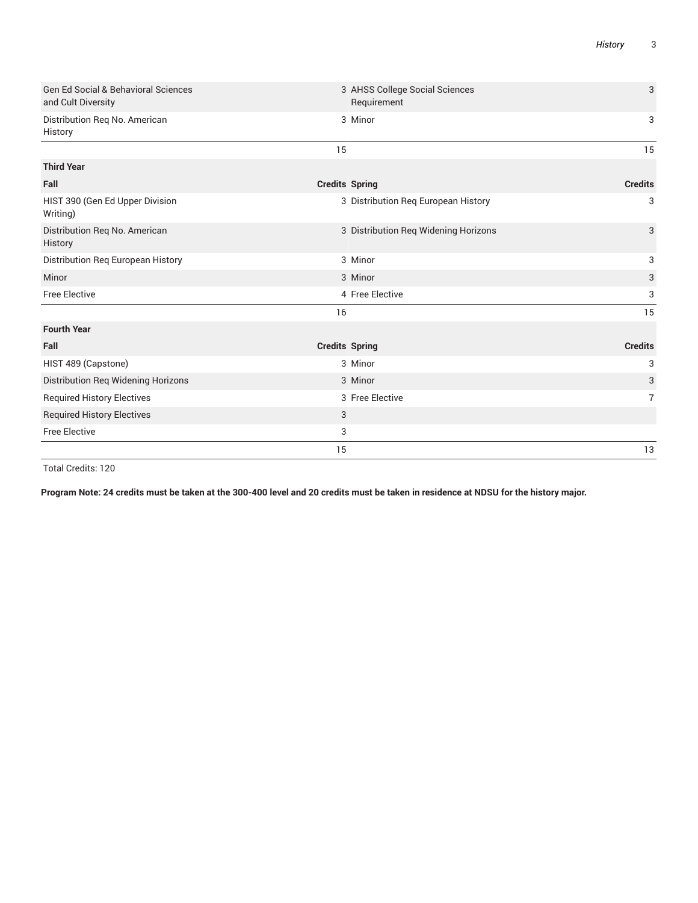| | | | |
|---|---|---|---|
| Gen Ed Social & Behavioral Sciences and Cult Diversity | 3 | AHSS College Social Sciences Requirement | 3 |
| Distribution Req No. American History | 3 | Minor | 3 |
| | 15 | | 15 |
| **Third Year** | | | |
| **Fall** | **Credits** | **Spring** | **Credits** |
| HIST 390 (Gen Ed Upper Division Writing) | 3 | Distribution Req European History | 3 |
| Distribution Req No. American History | 3 | Distribution Req Widening Horizons | 3 |
| Distribution Req European History | 3 | Minor | 3 |
| Minor | 3 | Minor | 3 |
| Free Elective | 4 | Free Elective | 3 |
| | 16 | | 15 |
| **Fourth Year** | | | |
| **Fall** | **Credits** | **Spring** | **Credits** |
| HIST 489 (Capstone) | 3 | Minor | 3 |
| Distribution Req Widening Horizons | 3 | Minor | 3 |
| Required History Electives | 3 | Free Elective | 7 |
| Required History Electives | 3 | | |
| Free Elective | 3 | | |
| | 15 | | 13 |

Total Credits: 120

**Program Note: 24 credits must be taken at the 300-400 level and 20 credits must be taken in residence at NDSU for the history major.**